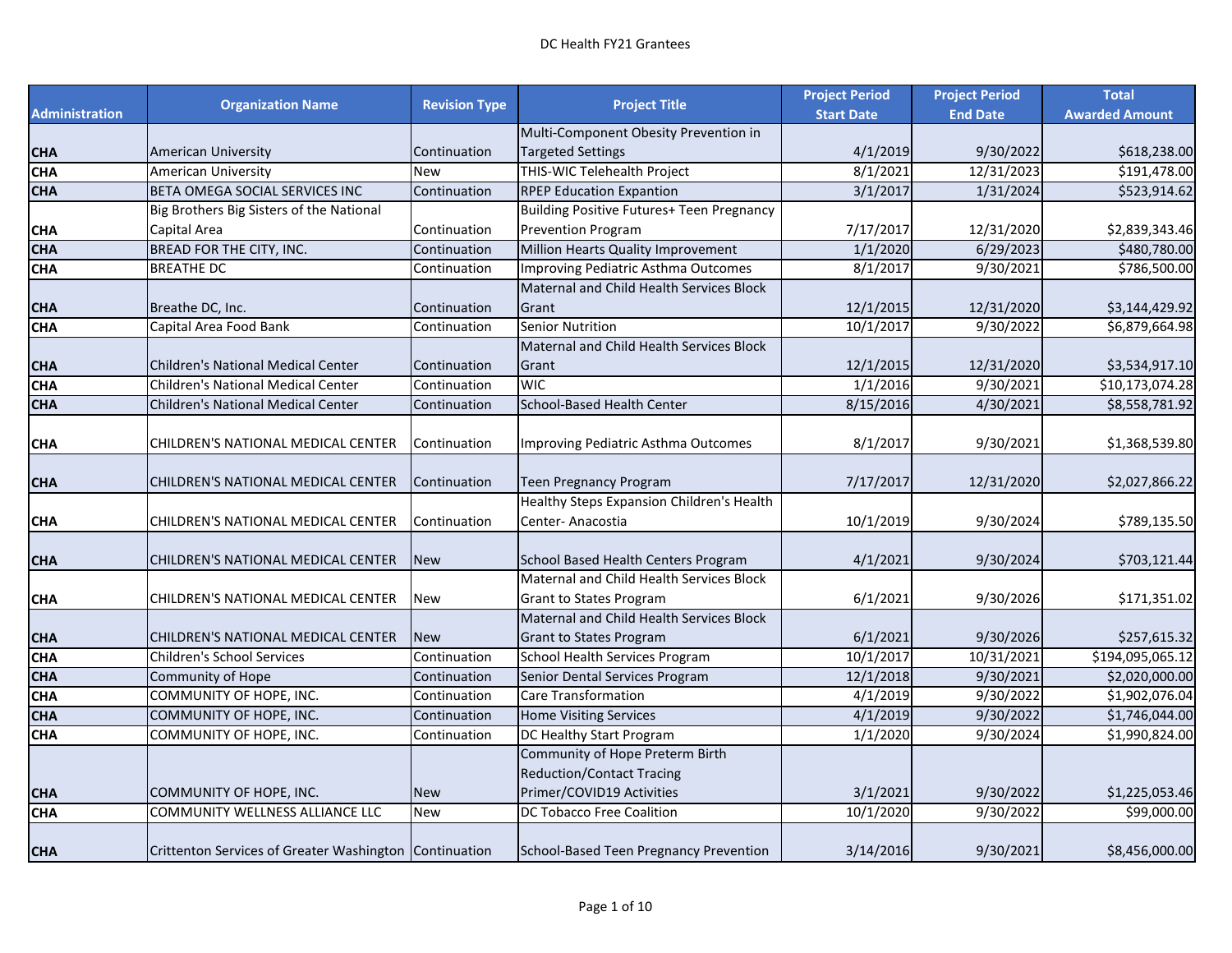# DC Health FY21 Grantees

| Administration | Organization Name | Revision Type | Project Title | Project Period Start Date | Project Period End Date | Total Awarded Amount |
|---|---|---|---|---|---|---|
| CHA | American University | Continuation | Multi-Component Obesity Prevention in Targeted Settings | 4/1/2019 | 9/30/2022 | $618,238.00 |
| CHA | American University | New | THIS-WIC Telehealth Project | 8/1/2021 | 12/31/2023 | $191,478.00 |
| CHA | BETA OMEGA SOCIAL SERVICES INC | Continuation | RPEP Education Expantion | 3/1/2017 | 1/31/2024 | $523,914.62 |
| CHA | Big Brothers Big Sisters of the National Capital Area | Continuation | Building Positive Futures+ Teen Pregnancy Prevention Program | 7/17/2017 | 12/31/2020 | $2,839,343.46 |
| CHA | BREAD FOR THE CITY, INC. | Continuation | Million Hearts Quality Improvement | 1/1/2020 | 6/29/2023 | $480,780.00 |
| CHA | BREATHE DC | Continuation | Improving Pediatric Asthma Outcomes | 8/1/2017 | 9/30/2021 | $786,500.00 |
| CHA | Breathe DC, Inc. | Continuation | Maternal and Child Health Services Block Grant | 12/1/2015 | 12/31/2020 | $3,144,429.92 |
| CHA | Capital Area Food Bank | Continuation | Senior Nutrition | 10/1/2017 | 9/30/2022 | $6,879,664.98 |
| CHA | Children's National Medical Center | Continuation | Maternal and Child Health Services Block Grant | 12/1/2015 | 12/31/2020 | $3,534,917.10 |
| CHA | Children's National Medical Center | Continuation | WIC | 1/1/2016 | 9/30/2021 | $10,173,074.28 |
| CHA | Children's National Medical Center | Continuation | School-Based Health Center | 8/15/2016 | 4/30/2021 | $8,558,781.92 |
| CHA | CHILDREN'S NATIONAL MEDICAL CENTER | Continuation | Improving Pediatric Asthma Outcomes | 8/1/2017 | 9/30/2021 | $1,368,539.80 |
| CHA | CHILDREN'S NATIONAL MEDICAL CENTER | Continuation | Teen Pregnancy Program | 7/17/2017 | 12/31/2020 | $2,027,866.22 |
| CHA | CHILDREN'S NATIONAL MEDICAL CENTER | Continuation | Healthy Steps Expansion Children's Health Center- Anacostia | 10/1/2019 | 9/30/2024 | $789,135.50 |
| CHA | CHILDREN'S NATIONAL MEDICAL CENTER | New | School Based Health Centers Program | 4/1/2021 | 9/30/2024 | $703,121.44 |
| CHA | CHILDREN'S NATIONAL MEDICAL CENTER | New | Maternal and Child Health Services Block Grant to States Program | 6/1/2021 | 9/30/2026 | $171,351.02 |
| CHA | CHILDREN'S NATIONAL MEDICAL CENTER | New | Maternal and Child Health Services Block Grant to States Program | 6/1/2021 | 9/30/2026 | $257,615.32 |
| CHA | Children's School Services | Continuation | School Health Services Program | 10/1/2017 | 10/31/2021 | $194,095,065.12 |
| CHA | Community of Hope | Continuation | Senior Dental Services Program | 12/1/2018 | 9/30/2021 | $2,020,000.00 |
| CHA | COMMUNITY OF HOPE, INC. | Continuation | Care Transformation | 4/1/2019 | 9/30/2022 | $1,902,076.04 |
| CHA | COMMUNITY OF HOPE, INC. | Continuation | Home Visiting Services | 4/1/2019 | 9/30/2022 | $1,746,044.00 |
| CHA | COMMUNITY OF HOPE, INC. | Continuation | DC Healthy Start Program | 1/1/2020 | 9/30/2024 | $1,990,824.00 |
| CHA | COMMUNITY OF HOPE, INC. | New | Community of Hope Preterm Birth Reduction/Contact Tracing Primer/COVID19 Activities | 3/1/2021 | 9/30/2022 | $1,225,053.46 |
| CHA | COMMUNITY WELLNESS ALLIANCE LLC | New | DC Tobacco Free Coalition | 10/1/2020 | 9/30/2022 | $99,000.00 |
| CHA | Crittenton Services of Greater Washington | Continuation | School-Based Teen Pregnancy Prevention | 3/14/2016 | 9/30/2021 | $8,456,000.00 |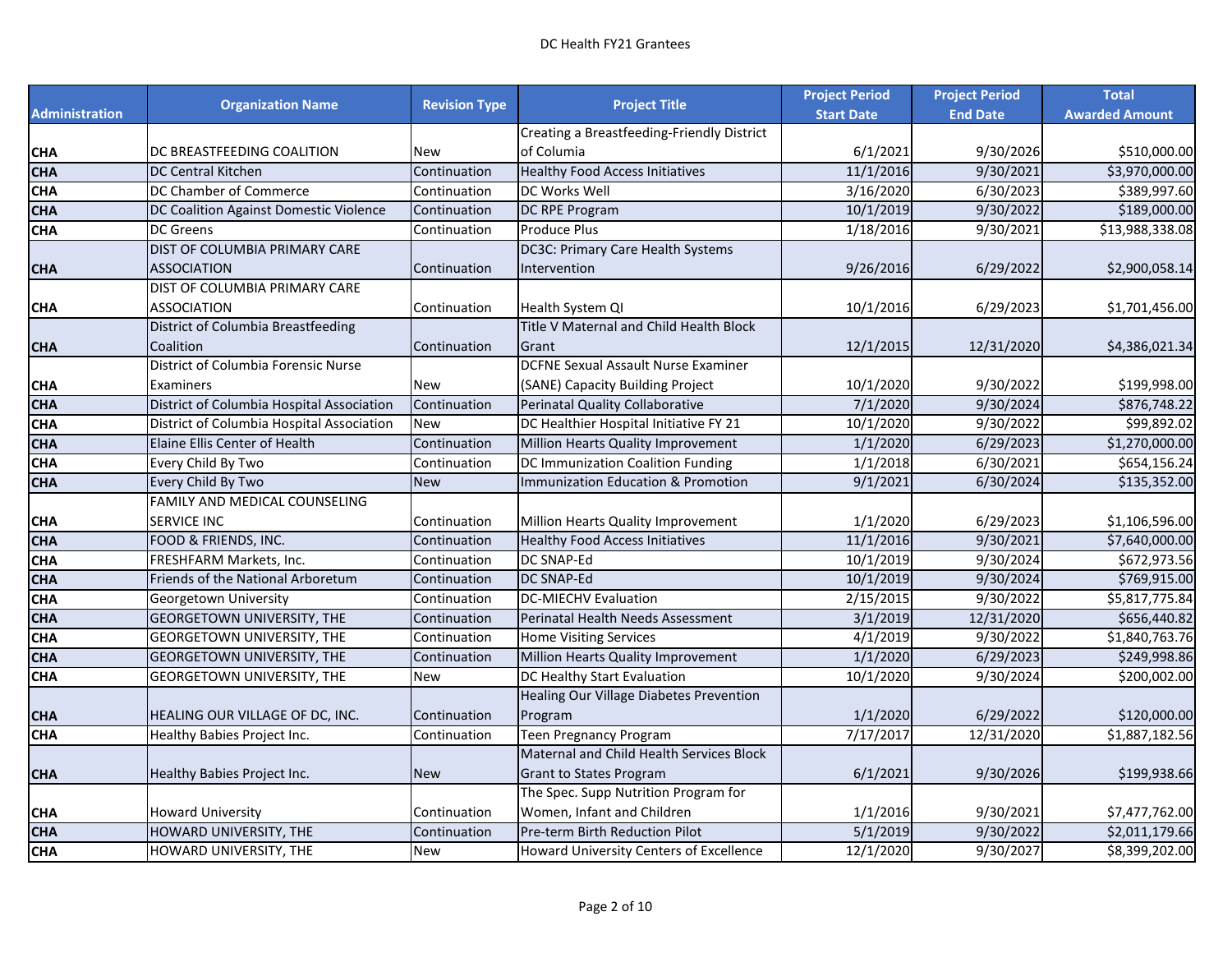# DC Health FY21 Grantees

| Administration | Organization Name | Revision Type | Project Title | Project Period Start Date | Project Period End Date | Total Awarded Amount |
|---|---|---|---|---|---|---|
| CHA | DC BREASTFEEDING COALITION | New | Creating a Breastfeeding-Friendly District of Columia | 6/1/2021 | 9/30/2026 | $510,000.00 |
| CHA | DC Central Kitchen | Continuation | Healthy Food Access Initiatives | 11/1/2016 | 9/30/2021 | $3,970,000.00 |
| CHA | DC Chamber of Commerce | Continuation | DC Works Well | 3/16/2020 | 6/30/2023 | $389,997.60 |
| CHA | DC Coalition Against Domestic Violence | Continuation | DC RPE Program | 10/1/2019 | 9/30/2022 | $189,000.00 |
| CHA | DC Greens | Continuation | Produce Plus | 1/18/2016 | 9/30/2021 | $13,988,338.08 |
| CHA | DIST OF COLUMBIA PRIMARY CARE ASSOCIATION | Continuation | DC3C: Primary Care Health Systems Intervention | 9/26/2016 | 6/29/2022 | $2,900,058.14 |
| CHA | DIST OF COLUMBIA PRIMARY CARE ASSOCIATION | Continuation | Health System QI | 10/1/2016 | 6/29/2023 | $1,701,456.00 |
| CHA | District of Columbia Breastfeeding Coalition | Continuation | Title V Maternal and Child Health Block Grant | 12/1/2015 | 12/31/2020 | $4,386,021.34 |
| CHA | District of Columbia Forensic Nurse Examiners | New | DCFNE Sexual Assault Nurse Examiner (SANE) Capacity Building Project | 10/1/2020 | 9/30/2022 | $199,998.00 |
| CHA | District of Columbia Hospital Association | Continuation | Perinatal Quality Collaborative | 7/1/2020 | 9/30/2024 | $876,748.22 |
| CHA | District of Columbia Hospital Association | New | DC Healthier Hospital Initiative FY 21 | 10/1/2020 | 9/30/2022 | $99,892.02 |
| CHA | Elaine Ellis Center of Health | Continuation | Million Hearts Quality Improvement | 1/1/2020 | 6/29/2023 | $1,270,000.00 |
| CHA | Every Child By Two | Continuation | DC Immunization Coalition Funding | 1/1/2018 | 6/30/2021 | $654,156.24 |
| CHA | Every Child By Two | New | Immunization Education & Promotion | 9/1/2021 | 6/30/2024 | $135,352.00 |
| CHA | FAMILY AND MEDICAL COUNSELING SERVICE INC | Continuation | Million Hearts Quality Improvement | 1/1/2020 | 6/29/2023 | $1,106,596.00 |
| CHA | FOOD & FRIENDS, INC. | Continuation | Healthy Food Access Initiatives | 11/1/2016 | 9/30/2021 | $7,640,000.00 |
| CHA | FRESHFARM Markets, Inc. | Continuation | DC SNAP-Ed | 10/1/2019 | 9/30/2024 | $672,973.56 |
| CHA | Friends of the National Arboretum | Continuation | DC SNAP-Ed | 10/1/2019 | 9/30/2024 | $769,915.00 |
| CHA | Georgetown University | Continuation | DC-MIECHV Evaluation | 2/15/2015 | 9/30/2022 | $5,817,775.84 |
| CHA | GEORGETOWN UNIVERSITY, THE | Continuation | Perinatal Health Needs Assessment | 3/1/2019 | 12/31/2020 | $656,440.82 |
| CHA | GEORGETOWN UNIVERSITY, THE | Continuation | Home Visiting Services | 4/1/2019 | 9/30/2022 | $1,840,763.76 |
| CHA | GEORGETOWN UNIVERSITY, THE | Continuation | Million Hearts Quality Improvement | 1/1/2020 | 6/29/2023 | $249,998.86 |
| CHA | GEORGETOWN UNIVERSITY, THE | New | DC Healthy Start Evaluation | 10/1/2020 | 9/30/2024 | $200,002.00 |
| CHA | HEALING OUR VILLAGE OF DC, INC. | Continuation | Healing Our Village Diabetes Prevention Program | 1/1/2020 | 6/29/2022 | $120,000.00 |
| CHA | Healthy Babies Project Inc. | Continuation | Teen Pregnancy Program | 7/17/2017 | 12/31/2020 | $1,887,182.56 |
| CHA | Healthy Babies Project Inc. | New | Maternal and Child Health Services Block Grant to States Program | 6/1/2021 | 9/30/2026 | $199,938.66 |
| CHA | Howard University | Continuation | The Spec. Supp Nutrition Program for Women, Infant and Children | 1/1/2016 | 9/30/2021 | $7,477,762.00 |
| CHA | HOWARD UNIVERSITY, THE | Continuation | Pre-term Birth Reduction Pilot | 5/1/2019 | 9/30/2022 | $2,011,179.66 |
| CHA | HOWARD UNIVERSITY, THE | New | Howard University Centers of Excellence | 12/1/2020 | 9/30/2027 | $8,399,202.00 |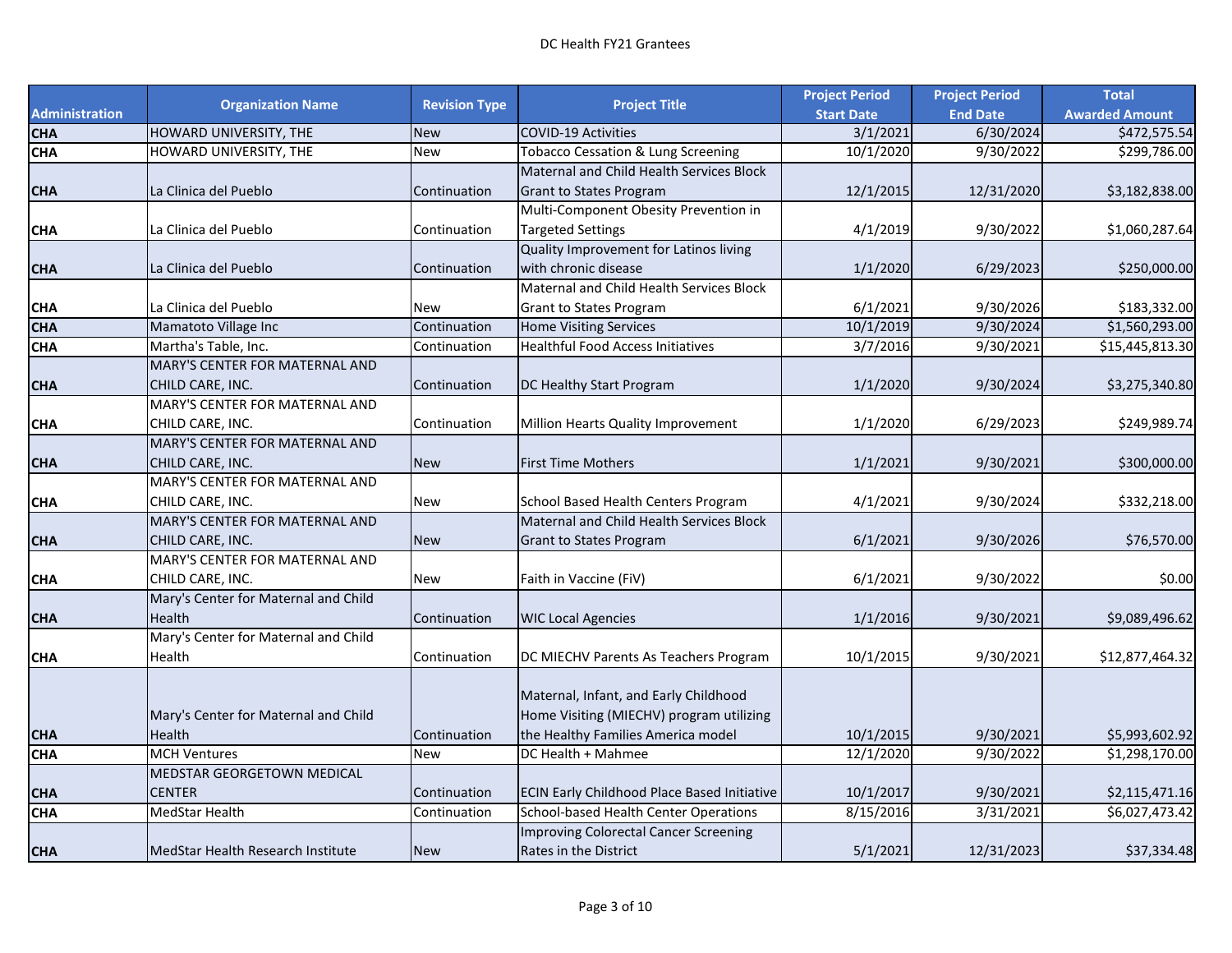DC Health FY21 Grantees

| Administration | Organization Name | Revision Type | Project Title | Project Period Start Date | Project Period End Date | Total Awarded Amount |
|---|---|---|---|---|---|---|
| CHA | HOWARD UNIVERSITY, THE | New | COVID-19 Activities | 3/1/2021 | 6/30/2024 | $472,575.54 |
| CHA | HOWARD UNIVERSITY, THE | New | Tobacco Cessation & Lung Screening | 10/1/2020 | 9/30/2022 | $299,786.00 |
| CHA | La Clinica del Pueblo | Continuation | Maternal and Child Health Services Block Grant to States Program | 12/1/2015 | 12/31/2020 | $3,182,838.00 |
| CHA | La Clinica del Pueblo | Continuation | Multi-Component Obesity Prevention in Targeted Settings | 4/1/2019 | 9/30/2022 | $1,060,287.64 |
| CHA | La Clinica del Pueblo | Continuation | Quality Improvement for Latinos living with chronic disease | 1/1/2020 | 6/29/2023 | $250,000.00 |
| CHA | La Clinica del Pueblo | New | Maternal and Child Health Services Block Grant to States Program | 6/1/2021 | 9/30/2026 | $183,332.00 |
| CHA | Mamatoto Village Inc | Continuation | Home Visiting Services | 10/1/2019 | 9/30/2024 | $1,560,293.00 |
| CHA | Martha's Table, Inc. | Continuation | Healthful Food Access Initiatives | 3/7/2016 | 9/30/2021 | $15,445,813.30 |
| CHA | MARY'S CENTER FOR MATERNAL AND CHILD CARE, INC. | Continuation | DC Healthy Start Program | 1/1/2020 | 9/30/2024 | $3,275,340.80 |
| CHA | MARY'S CENTER FOR MATERNAL AND CHILD CARE, INC. | Continuation | Million Hearts Quality Improvement | 1/1/2020 | 6/29/2023 | $249,989.74 |
| CHA | MARY'S CENTER FOR MATERNAL AND CHILD CARE, INC. | New | First Time Mothers | 1/1/2021 | 9/30/2021 | $300,000.00 |
| CHA | MARY'S CENTER FOR MATERNAL AND CHILD CARE, INC. | New | School Based Health Centers Program | 4/1/2021 | 9/30/2024 | $332,218.00 |
| CHA | MARY'S CENTER FOR MATERNAL AND CHILD CARE, INC. | New | Maternal and Child Health Services Block Grant to States Program | 6/1/2021 | 9/30/2026 | $76,570.00 |
| CHA | MARY'S CENTER FOR MATERNAL AND CHILD CARE, INC. | New | Faith in Vaccine (FiV) | 6/1/2021 | 9/30/2022 | $0.00 |
| CHA | Mary's Center for Maternal and Child Health | Continuation | WIC Local Agencies | 1/1/2016 | 9/30/2021 | $9,089,496.62 |
| CHA | Mary's Center for Maternal and Child Health | Continuation | DC MIECHV Parents As Teachers Program | 10/1/2015 | 9/30/2021 | $12,877,464.32 |
| CHA | Mary's Center for Maternal and Child Health | Continuation | Maternal, Infant, and Early Childhood Home Visiting (MIECHV) program utilizing the Healthy Families America model | 10/1/2015 | 9/30/2021 | $5,993,602.92 |
| CHA | MCH Ventures | New | DC Health + Mahmee | 12/1/2020 | 9/30/2022 | $1,298,170.00 |
| CHA | MEDSTAR GEORGETOWN MEDICAL CENTER | Continuation | ECIN Early Childhood Place Based Initiative | 10/1/2017 | 9/30/2021 | $2,115,471.16 |
| CHA | MedStar Health | Continuation | School-based Health Center Operations | 8/15/2016 | 3/31/2021 | $6,027,473.42 |
| CHA | MedStar Health Research Institute | New | Improving Colorectal Cancer Screening Rates in the District | 5/1/2021 | 12/31/2023 | $37,334.48 |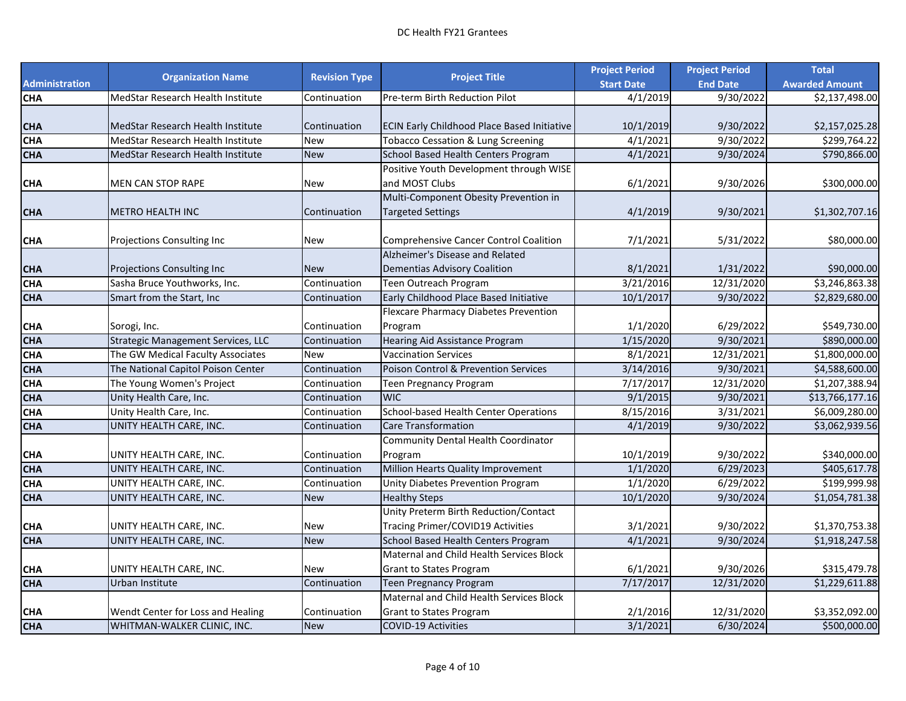| Administration | Organization Name | Revision Type | Project Title | Project Period Start Date | Project Period End Date | Total Awarded Amount |
|---|---|---|---|---|---|---|
| CHA | MedStar Research Health Institute | Continuation | Pre-term Birth Reduction Pilot | 4/1/2019 | 9/30/2022 | $2,137,498.00 |
| CHA | MedStar Research Health Institute | Continuation | ECIN Early Childhood Place Based Initiative | 10/1/2019 | 9/30/2022 | $2,157,025.28 |
| CHA | MedStar Research Health Institute | New | Tobacco Cessation & Lung Screening | 4/1/2021 | 9/30/2022 | $299,764.22 |
| CHA | MedStar Research Health Institute | New | School Based Health Centers Program | 4/1/2021 | 9/30/2024 | $790,866.00 |
| CHA | MEN CAN STOP RAPE | New | Positive Youth Development through WISE and MOST Clubs | 6/1/2021 | 9/30/2026 | $300,000.00 |
| CHA | METRO HEALTH INC | Continuation | Multi-Component Obesity Prevention in Targeted Settings | 4/1/2019 | 9/30/2021 | $1,302,707.16 |
| CHA | Projections Consulting Inc | New | Comprehensive Cancer Control Coalition | 7/1/2021 | 5/31/2022 | $80,000.00 |
| CHA | Projections Consulting Inc | New | Alzheimer's Disease and Related Dementias Advisory Coalition | 8/1/2021 | 1/31/2022 | $90,000.00 |
| CHA | Sasha Bruce Youthworks, Inc. | Continuation | Teen Outreach Program | 3/21/2016 | 12/31/2020 | $3,246,863.38 |
| CHA | Smart from the Start, Inc | Continuation | Early Childhood Place Based Initiative | 10/1/2017 | 9/30/2022 | $2,829,680.00 |
| CHA | Sorogi, Inc. | Continuation | Flexcare Pharmacy Diabetes Prevention Program | 1/1/2020 | 6/29/2022 | $549,730.00 |
| CHA | Strategic Management Services, LLC | Continuation | Hearing Aid Assistance Program | 1/15/2020 | 9/30/2021 | $890,000.00 |
| CHA | The GW Medical Faculty Associates | New | Vaccination Services | 8/1/2021 | 12/31/2021 | $1,800,000.00 |
| CHA | The National Capitol Poison Center | Continuation | Poison Control & Prevention Services | 3/14/2016 | 9/30/2021 | $4,588,600.00 |
| CHA | The Young Women's Project | Continuation | Teen Pregnancy Program | 7/17/2017 | 12/31/2020 | $1,207,388.94 |
| CHA | Unity Health Care, Inc. | Continuation | WIC | 9/1/2015 | 9/30/2021 | $13,766,177.16 |
| CHA | Unity Health Care, Inc. | Continuation | School-based Health Center Operations | 8/15/2016 | 3/31/2021 | $6,009,280.00 |
| CHA | UNITY HEALTH CARE, INC. | Continuation | Care Transformation | 4/1/2019 | 9/30/2022 | $3,062,939.56 |
| CHA | UNITY HEALTH CARE, INC. | Continuation | Community Dental Health Coordinator Program | 10/1/2019 | 9/30/2022 | $340,000.00 |
| CHA | UNITY HEALTH CARE, INC. | Continuation | Million Hearts Quality Improvement | 1/1/2020 | 6/29/2023 | $405,617.78 |
| CHA | UNITY HEALTH CARE, INC. | Continuation | Unity Diabetes Prevention Program | 1/1/2020 | 6/29/2022 | $199,999.98 |
| CHA | UNITY HEALTH CARE, INC. | New | Healthy Steps | 10/1/2020 | 9/30/2024 | $1,054,781.38 |
| CHA | UNITY HEALTH CARE, INC. | New | Unity Preterm Birth Reduction/Contact Tracing Primer/COVID19 Activities | 3/1/2021 | 9/30/2022 | $1,370,753.38 |
| CHA | UNITY HEALTH CARE, INC. | New | School Based Health Centers Program | 4/1/2021 | 9/30/2024 | $1,918,247.58 |
| CHA | UNITY HEALTH CARE, INC. | New | Maternal and Child Health Services Block Grant to States Program | 6/1/2021 | 9/30/2026 | $315,479.78 |
| CHA | Urban Institute | Continuation | Teen Pregnancy Program | 7/17/2017 | 12/31/2020 | $1,229,611.88 |
| CHA | Wendt Center for Loss and Healing | Continuation | Maternal and Child Health Services Block Grant to States Program | 2/1/2016 | 12/31/2020 | $3,352,092.00 |
| CHA | WHITMAN-WALKER CLINIC, INC. | New | COVID-19 Activities | 3/1/2021 | 6/30/2024 | $500,000.00 |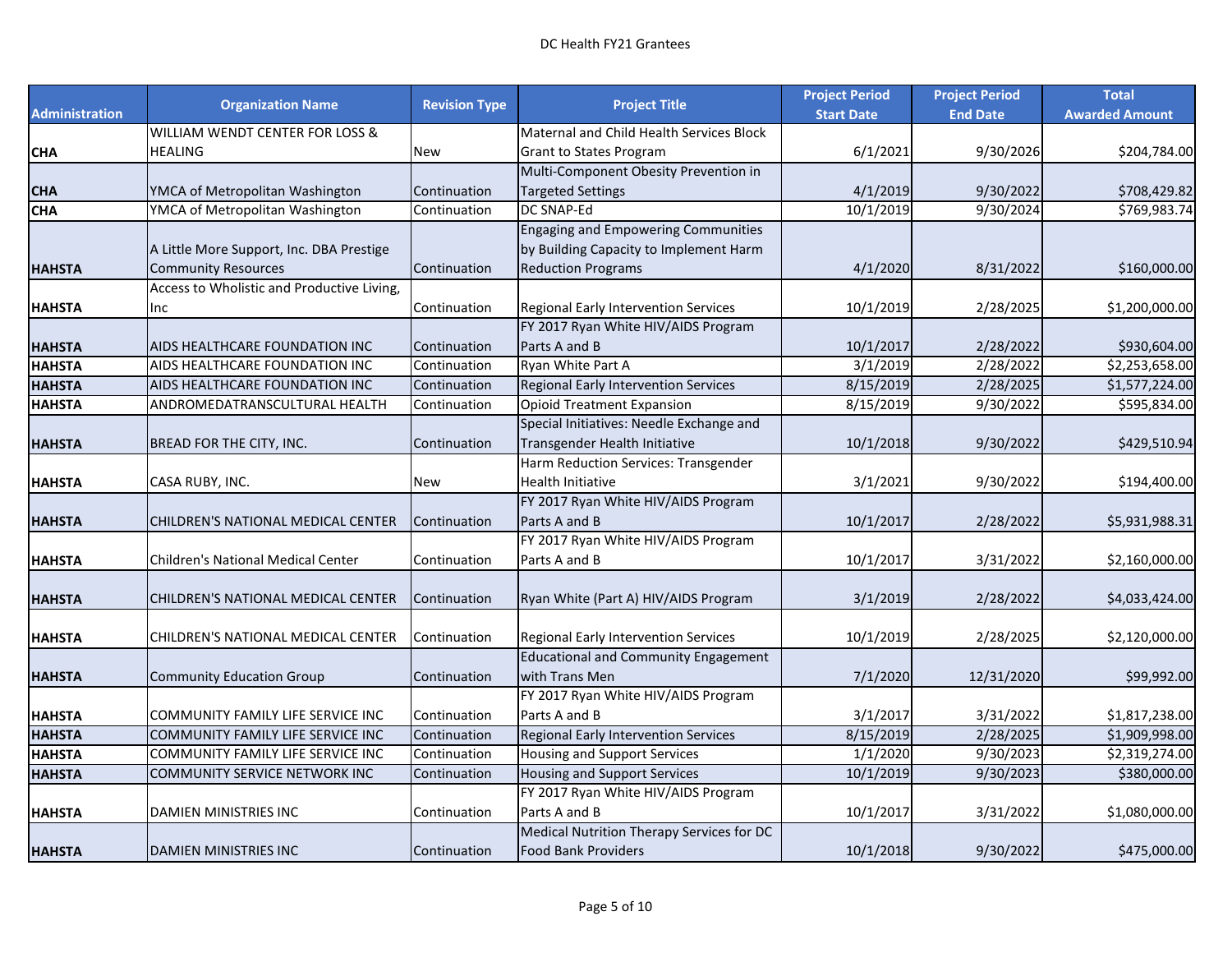| Administration | Organization Name | Revision Type | Project Title | Project Period Start Date | Project Period End Date | Total Awarded Amount |
|---|---|---|---|---|---|---|
| CHA | WILLIAM WENDT CENTER FOR LOSS & HEALING | New | Maternal and Child Health Services Block Grant to States Program | 6/1/2021 | 9/30/2026 | $204,784.00 |
| CHA | YMCA of Metropolitan Washington | Continuation | Multi-Component Obesity Prevention in Targeted Settings | 4/1/2019 | 9/30/2022 | $708,429.82 |
| CHA | YMCA of Metropolitan Washington | Continuation | DC SNAP-Ed | 10/1/2019 | 9/30/2024 | $769,983.74 |
| HAHSTA | A Little More Support, Inc. DBA Prestige Community Resources | Continuation | Engaging and Empowering Communities by Building Capacity to Implement Harm Reduction Programs | 4/1/2020 | 8/31/2022 | $160,000.00 |
| HAHSTA | Access to Wholistic and Productive Living, Inc | Continuation | Regional Early Intervention Services | 10/1/2019 | 2/28/2025 | $1,200,000.00 |
| HAHSTA | AIDS HEALTHCARE FOUNDATION INC | Continuation | FY 2017 Ryan White HIV/AIDS Program Parts A and B | 10/1/2017 | 2/28/2022 | $930,604.00 |
| HAHSTA | AIDS HEALTHCARE FOUNDATION INC | Continuation | Ryan White Part A | 3/1/2019 | 2/28/2022 | $2,253,658.00 |
| HAHSTA | AIDS HEALTHCARE FOUNDATION INC | Continuation | Regional Early Intervention Services | 8/15/2019 | 2/28/2025 | $1,577,224.00 |
| HAHSTA | ANDROMEDATRANSCULTURAL HEALTH | Continuation | Opioid Treatment Expansion | 8/15/2019 | 9/30/2022 | $595,834.00 |
| HAHSTA | BREAD FOR THE CITY, INC. | Continuation | Special Initiatives: Needle Exchange and Transgender Health Initiative | 10/1/2018 | 9/30/2022 | $429,510.94 |
| HAHSTA | CASA RUBY, INC. | New | Harm Reduction Services: Transgender Health Initiative | 3/1/2021 | 9/30/2022 | $194,400.00 |
| HAHSTA | CHILDREN'S NATIONAL MEDICAL CENTER | Continuation | FY 2017 Ryan White HIV/AIDS Program Parts A and B | 10/1/2017 | 2/28/2022 | $5,931,988.31 |
| HAHSTA | Children's National Medical Center | Continuation | FY 2017 Ryan White HIV/AIDS Program Parts A and B | 10/1/2017 | 3/31/2022 | $2,160,000.00 |
| HAHSTA | CHILDREN'S NATIONAL MEDICAL CENTER | Continuation | Ryan White (Part A) HIV/AIDS Program | 3/1/2019 | 2/28/2022 | $4,033,424.00 |
| HAHSTA | CHILDREN'S NATIONAL MEDICAL CENTER | Continuation | Regional Early Intervention Services | 10/1/2019 | 2/28/2025 | $2,120,000.00 |
| HAHSTA | Community Education Group | Continuation | Educational and Community Engagement with Trans Men | 7/1/2020 | 12/31/2020 | $99,992.00 |
| HAHSTA | COMMUNITY FAMILY LIFE SERVICE INC | Continuation | FY 2017 Ryan White HIV/AIDS Program Parts A and B | 3/1/2017 | 3/31/2022 | $1,817,238.00 |
| HAHSTA | COMMUNITY FAMILY LIFE SERVICE INC | Continuation | Regional Early Intervention Services | 8/15/2019 | 2/28/2025 | $1,909,998.00 |
| HAHSTA | COMMUNITY FAMILY LIFE SERVICE INC | Continuation | Housing and Support Services | 1/1/2020 | 9/30/2023 | $2,319,274.00 |
| HAHSTA | COMMUNITY SERVICE NETWORK INC | Continuation | Housing and Support Services | 10/1/2019 | 9/30/2023 | $380,000.00 |
| HAHSTA | DAMIEN MINISTRIES INC | Continuation | FY 2017 Ryan White HIV/AIDS Program Parts A and B | 10/1/2017 | 3/31/2022 | $1,080,000.00 |
| HAHSTA | DAMIEN MINISTRIES INC | Continuation | Medical Nutrition Therapy Services for DC Food Bank Providers | 10/1/2018 | 9/30/2022 | $475,000.00 |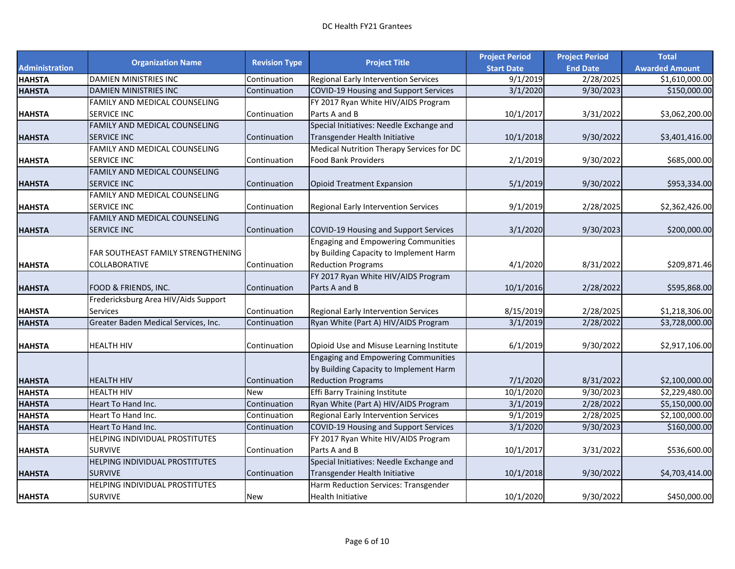DC Health FY21 Grantees

| Administration | Organization Name | Revision Type | Project Title | Project Period Start Date | Project Period End Date | Total Awarded Amount |
|---|---|---|---|---|---|---|
| **HAHSTA** | DAMIEN MINISTRIES INC | Continuation | Regional Early Intervention Services | 9/1/2019 | 2/28/2025 | $1,610,000.00 |
| **HAHSTA** | DAMIEN MINISTRIES INC | Continuation | COVID-19 Housing and Support Services | 3/1/2020 | 9/30/2023 | $150,000.00 |
| **HAHSTA** | FAMILY AND MEDICAL COUNSELING SERVICE INC | Continuation | FY 2017 Ryan White HIV/AIDS Program Parts A and B | 10/1/2017 | 3/31/2022 | $3,062,200.00 |
| **HAHSTA** | FAMILY AND MEDICAL COUNSELING SERVICE INC | Continuation | Special Initiatives: Needle Exchange and Transgender Health Initiative | 10/1/2018 | 9/30/2022 | $3,401,416.00 |
| **HAHSTA** | FAMILY AND MEDICAL COUNSELING SERVICE INC | Continuation | Medical Nutrition Therapy Services for DC Food Bank Providers | 2/1/2019 | 9/30/2022 | $685,000.00 |
| **HAHSTA** | FAMILY AND MEDICAL COUNSELING SERVICE INC | Continuation | Opioid Treatment Expansion | 5/1/2019 | 9/30/2022 | $953,334.00 |
| **HAHSTA** | FAMILY AND MEDICAL COUNSELING SERVICE INC | Continuation | Regional Early Intervention Services | 9/1/2019 | 2/28/2025 | $2,362,426.00 |
| **HAHSTA** | FAMILY AND MEDICAL COUNSELING SERVICE INC | Continuation | COVID-19 Housing and Support Services | 3/1/2020 | 9/30/2023 | $200,000.00 |
| **HAHSTA** | FAR SOUTHEAST FAMILY STRENGTHENING COLLABORATIVE | Continuation | Engaging and Empowering Communities by Building Capacity to Implement Harm Reduction Programs | 4/1/2020 | 8/31/2022 | $209,871.46 |
| **HAHSTA** | FOOD & FRIENDS, INC. | Continuation | FY 2017 Ryan White HIV/AIDS Program Parts A and B | 10/1/2016 | 2/28/2022 | $595,868.00 |
| **HAHSTA** | Fredericksburg Area HIV/Aids Support Services | Continuation | Regional Early Intervention Services | 8/15/2019 | 2/28/2025 | $1,218,306.00 |
| **HAHSTA** | Greater Baden Medical Services, Inc. | Continuation | Ryan White (Part A) HIV/AIDS Program | 3/1/2019 | 2/28/2022 | $3,728,000.00 |
| **HAHSTA** | HEALTH HIV | Continuation | Opioid Use and Misuse Learning Institute | 6/1/2019 | 9/30/2022 | $2,917,106.00 |
| **HAHSTA** | HEALTH HIV | Continuation | Engaging and Empowering Communities by Building Capacity to Implement Harm Reduction Programs | 7/1/2020 | 8/31/2022 | $2,100,000.00 |
| **HAHSTA** | HEALTH HIV | New | Effi Barry Training Institute | 10/1/2020 | 9/30/2023 | $2,229,480.00 |
| **HAHSTA** | Heart To Hand Inc. | Continuation | Ryan White (Part A) HIV/AIDS Program | 3/1/2019 | 2/28/2022 | $5,150,000.00 |
| **HAHSTA** | Heart To Hand Inc. | Continuation | Regional Early Intervention Services | 9/1/2019 | 2/28/2025 | $2,100,000.00 |
| **HAHSTA** | Heart To Hand Inc. | Continuation | COVID-19 Housing and Support Services | 3/1/2020 | 9/30/2023 | $160,000.00 |
| **HAHSTA** | HELPING INDIVIDUAL PROSTITUTES SURVIVE | Continuation | FY 2017 Ryan White HIV/AIDS Program Parts A and B | 10/1/2017 | 3/31/2022 | $536,600.00 |
| **HAHSTA** | HELPING INDIVIDUAL PROSTITUTES SURVIVE | Continuation | Special Initiatives: Needle Exchange and Transgender Health Initiative | 10/1/2018 | 9/30/2022 | $4,703,414.00 |
| **HAHSTA** | HELPING INDIVIDUAL PROSTITUTES SURVIVE | New | Harm Reduction Services: Transgender Health Initiative | 10/1/2020 | 9/30/2022 | $450,000.00 |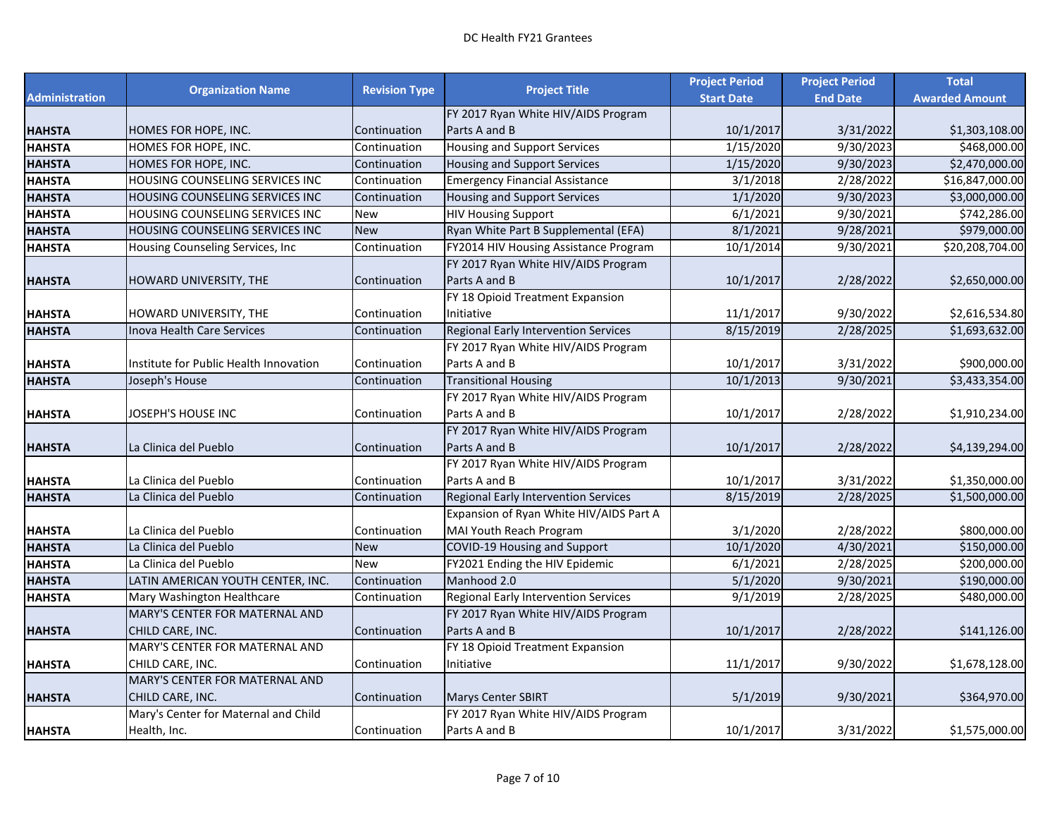DC Health FY21 Grantees

| Administration | Organization Name | Revision Type | Project Title | Project Period Start Date | Project Period End Date | Total Awarded Amount |
|---|---|---|---|---|---|---|
| HAHSTA | HOMES FOR HOPE, INC. | Continuation | FY 2017 Ryan White HIV/AIDS Program Parts A and B | 10/1/2017 | 3/31/2022 | $1,303,108.00 |
| HAHSTA | HOMES FOR HOPE, INC. | Continuation | Housing and Support Services | 1/15/2020 | 9/30/2023 | $468,000.00 |
| HAHSTA | HOMES FOR HOPE, INC. | Continuation | Housing and Support Services | 1/15/2020 | 9/30/2023 | $2,470,000.00 |
| HAHSTA | HOUSING COUNSELING SERVICES INC | Continuation | Emergency Financial Assistance | 3/1/2018 | 2/28/2022 | $16,847,000.00 |
| HAHSTA | HOUSING COUNSELING SERVICES INC | Continuation | Housing and Support Services | 1/1/2020 | 9/30/2023 | $3,000,000.00 |
| HAHSTA | HOUSING COUNSELING SERVICES INC | New | HIV Housing Support | 6/1/2021 | 9/30/2021 | $742,286.00 |
| HAHSTA | HOUSING COUNSELING SERVICES INC | New | Ryan White Part B Supplemental (EFA) | 8/1/2021 | 9/28/2021 | $979,000.00 |
| HAHSTA | Housing Counseling Services, Inc | Continuation | FY2014 HIV Housing Assistance Program | 10/1/2014 | 9/30/2021 | $20,208,704.00 |
| HAHSTA | HOWARD UNIVERSITY, THE | Continuation | FY 2017 Ryan White HIV/AIDS Program Parts A and B | 10/1/2017 | 2/28/2022 | $2,650,000.00 |
| HAHSTA | HOWARD UNIVERSITY, THE | Continuation | FY 18 Opioid Treatment Expansion Initiative | 11/1/2017 | 9/30/2022 | $2,616,534.80 |
| HAHSTA | Inova Health Care Services | Continuation | Regional Early Intervention Services | 8/15/2019 | 2/28/2025 | $1,693,632.00 |
| HAHSTA | Institute for Public Health Innovation | Continuation | FY 2017 Ryan White HIV/AIDS Program Parts A and B | 10/1/2017 | 3/31/2022 | $900,000.00 |
| HAHSTA | Joseph's House | Continuation | Transitional Housing | 10/1/2013 | 9/30/2021 | $3,433,354.00 |
| HAHSTA | JOSEPH'S HOUSE INC | Continuation | FY 2017 Ryan White HIV/AIDS Program Parts A and B | 10/1/2017 | 2/28/2022 | $1,910,234.00 |
| HAHSTA | La Clinica del Pueblo | Continuation | FY 2017 Ryan White HIV/AIDS Program Parts A and B | 10/1/2017 | 2/28/2022 | $4,139,294.00 |
| HAHSTA | La Clinica del Pueblo | Continuation | FY 2017 Ryan White HIV/AIDS Program Parts A and B | 10/1/2017 | 3/31/2022 | $1,350,000.00 |
| HAHSTA | La Clinica del Pueblo | Continuation | Regional Early Intervention Services | 8/15/2019 | 2/28/2025 | $1,500,000.00 |
| HAHSTA | La Clinica del Pueblo | Continuation | Expansion of Ryan White HIV/AIDS Part A MAI Youth Reach Program | 3/1/2020 | 2/28/2022 | $800,000.00 |
| HAHSTA | La Clinica del Pueblo | New | COVID-19 Housing and Support | 10/1/2020 | 4/30/2021 | $150,000.00 |
| HAHSTA | La Clinica del Pueblo | New | FY2021 Ending the HIV Epidemic | 6/1/2021 | 2/28/2025 | $200,000.00 |
| HAHSTA | LATIN AMERICAN YOUTH CENTER, INC. | Continuation | Manhood 2.0 | 5/1/2020 | 9/30/2021 | $190,000.00 |
| HAHSTA | Mary Washington Healthcare | Continuation | Regional Early Intervention Services | 9/1/2019 | 2/28/2025 | $480,000.00 |
| HAHSTA | MARY'S CENTER FOR MATERNAL AND CHILD CARE, INC. | Continuation | FY 2017 Ryan White HIV/AIDS Program Parts A and B | 10/1/2017 | 2/28/2022 | $141,126.00 |
| HAHSTA | MARY'S CENTER FOR MATERNAL AND CHILD CARE, INC. | Continuation | FY 18 Opioid Treatment Expansion Initiative | 11/1/2017 | 9/30/2022 | $1,678,128.00 |
| HAHSTA | MARY'S CENTER FOR MATERNAL AND CHILD CARE, INC. | Continuation | Marys Center SBIRT | 5/1/2019 | 9/30/2021 | $364,970.00 |
| HAHSTA | Mary's Center for Maternal and Child Health, Inc. | Continuation | FY 2017 Ryan White HIV/AIDS Program Parts A and B | 10/1/2017 | 3/31/2022 | $1,575,000.00 |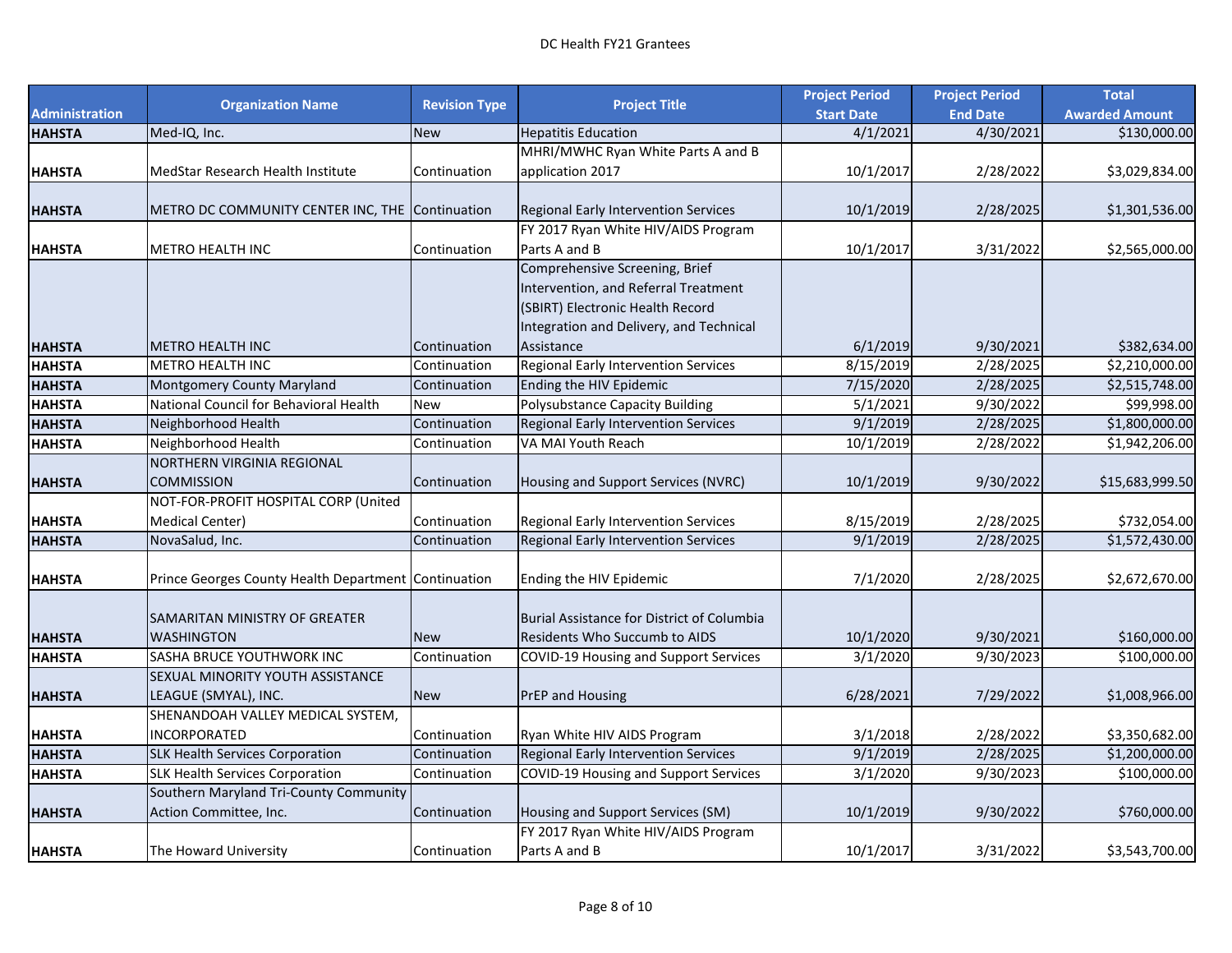| Administration | Organization Name | Revision Type | Project Title | Project Period Start Date | Project Period End Date | Total Awarded Amount |
|---|---|---|---|---|---|---|
| HAHSTA | Med-IQ, Inc. | New | Hepatitis Education | 4/1/2021 | 4/30/2021 | $130,000.00 |
| HAHSTA | MedStar Research Health Institute | Continuation | MHRI/MWHC Ryan White Parts A and B application 2017 | 10/1/2017 | 2/28/2022 | $3,029,834.00 |
| HAHSTA | METRO DC COMMUNITY CENTER INC, THE | Continuation | Regional Early Intervention Services | 10/1/2019 | 2/28/2025 | $1,301,536.00 |
| HAHSTA | METRO HEALTH INC | Continuation | FY 2017 Ryan White HIV/AIDS Program Parts A and B | 10/1/2017 | 3/31/2022 | $2,565,000.00 |
| HAHSTA | METRO HEALTH INC | Continuation | Comprehensive Screening, Brief Intervention, and Referral Treatment (SBIRT) Electronic Health Record Integration and Delivery, and Technical Assistance | 6/1/2019 | 9/30/2021 | $382,634.00 |
| HAHSTA | METRO HEALTH INC | Continuation | Regional Early Intervention Services | 8/15/2019 | 2/28/2025 | $2,210,000.00 |
| HAHSTA | Montgomery County Maryland | Continuation | Ending the HIV Epidemic | 7/15/2020 | 2/28/2025 | $2,515,748.00 |
| HAHSTA | National Council for Behavioral Health | New | Polysubstance Capacity Building | 5/1/2021 | 9/30/2022 | $99,998.00 |
| HAHSTA | Neighborhood Health | Continuation | Regional Early Intervention Services | 9/1/2019 | 2/28/2025 | $1,800,000.00 |
| HAHSTA | Neighborhood Health | Continuation | VA MAI Youth Reach | 10/1/2019 | 2/28/2022 | $1,942,206.00 |
| HAHSTA | NORTHERN VIRGINIA REGIONAL COMMISSION | Continuation | Housing and Support Services (NVRC) | 10/1/2019 | 9/30/2022 | $15,683,999.50 |
| HAHSTA | NOT-FOR-PROFIT HOSPITAL CORP (United Medical Center) | Continuation | Regional Early Intervention Services | 8/15/2019 | 2/28/2025 | $732,054.00 |
| HAHSTA | NovaSalud, Inc. | Continuation | Regional Early Intervention Services | 9/1/2019 | 2/28/2025 | $1,572,430.00 |
| HAHSTA | Prince Georges County Health Department | Continuation | Ending the HIV Epidemic | 7/1/2020 | 2/28/2025 | $2,672,670.00 |
| HAHSTA | SAMARITAN MINISTRY OF GREATER WASHINGTON | New | Burial Assistance for District of Columbia Residents Who Succumb to AIDS | 10/1/2020 | 9/30/2021 | $160,000.00 |
| HAHSTA | SASHA BRUCE YOUTHWORK INC | Continuation | COVID-19 Housing and Support Services | 3/1/2020 | 9/30/2023 | $100,000.00 |
| HAHSTA | SEXUAL MINORITY YOUTH ASSISTANCE LEAGUE (SMYAL), INC. | New | PrEP and Housing | 6/28/2021 | 7/29/2022 | $1,008,966.00 |
| HAHSTA | SHENANDOAH VALLEY MEDICAL SYSTEM, INCORPORATED | Continuation | Ryan White HIV AIDS Program | 3/1/2018 | 2/28/2022 | $3,350,682.00 |
| HAHSTA | SLK Health Services Corporation | Continuation | Regional Early Intervention Services | 9/1/2019 | 2/28/2025 | $1,200,000.00 |
| HAHSTA | SLK Health Services Corporation | Continuation | COVID-19 Housing and Support Services | 3/1/2020 | 9/30/2023 | $100,000.00 |
| HAHSTA | Southern Maryland Tri-County Community Action Committee, Inc. | Continuation | Housing and Support Services (SM) | 10/1/2019 | 9/30/2022 | $760,000.00 |
| HAHSTA | The Howard University | Continuation | FY 2017 Ryan White HIV/AIDS Program Parts A and B | 10/1/2017 | 3/31/2022 | $3,543,700.00 |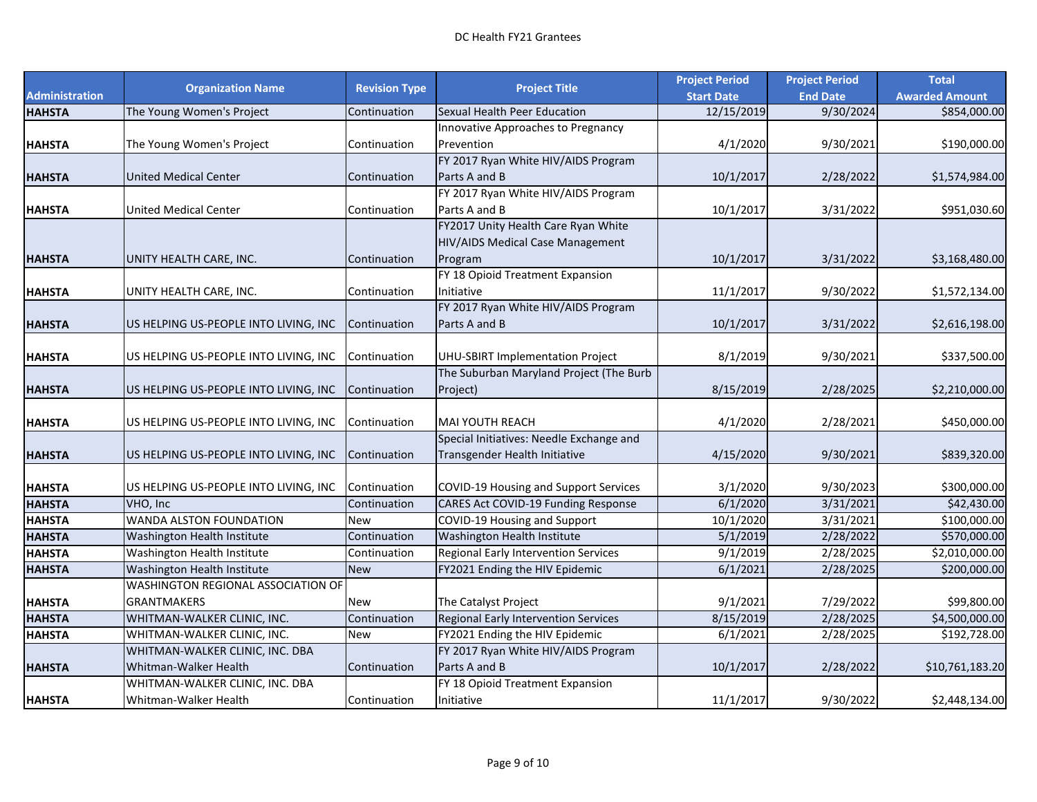| Administration | Organization Name | Revision Type | Project Title | Project Period Start Date | Project Period End Date | Total Awarded Amount |
| --- | --- | --- | --- | --- | --- | --- |
| HAHSTA | The Young Women's Project | Continuation | Sexual Health Peer Education | 12/15/2019 | 9/30/2024 | $854,000.00 |
| HAHSTA | The Young Women's Project | Continuation | Innovative Approaches to Pregnancy Prevention | 4/1/2020 | 9/30/2021 | $190,000.00 |
| HAHSTA | United Medical Center | Continuation | FY 2017 Ryan White HIV/AIDS Program Parts A and B | 10/1/2017 | 2/28/2022 | $1,574,984.00 |
| HAHSTA | United Medical Center | Continuation | FY 2017 Ryan White HIV/AIDS Program Parts A and B | 10/1/2017 | 3/31/2022 | $951,030.60 |
| HAHSTA | UNITY HEALTH CARE, INC. | Continuation | FY2017 Unity Health Care Ryan White HIV/AIDS Medical Case Management Program | 10/1/2017 | 3/31/2022 | $3,168,480.00 |
| HAHSTA | UNITY HEALTH CARE, INC. | Continuation | FY 18 Opioid Treatment Expansion Initiative | 11/1/2017 | 9/30/2022 | $1,572,134.00 |
| HAHSTA | US HELPING US-PEOPLE INTO LIVING, INC | Continuation | FY 2017 Ryan White HIV/AIDS Program Parts A and B | 10/1/2017 | 3/31/2022 | $2,616,198.00 |
| HAHSTA | US HELPING US-PEOPLE INTO LIVING, INC | Continuation | UHU-SBIRT Implementation Project | 8/1/2019 | 9/30/2021 | $337,500.00 |
| HAHSTA | US HELPING US-PEOPLE INTO LIVING, INC | Continuation | The Suburban Maryland Project (The Burb Project) | 8/15/2019 | 2/28/2025 | $2,210,000.00 |
| HAHSTA | US HELPING US-PEOPLE INTO LIVING, INC | Continuation | MAI YOUTH REACH | 4/1/2020 | 2/28/2021 | $450,000.00 |
| HAHSTA | US HELPING US-PEOPLE INTO LIVING, INC | Continuation | Special Initiatives: Needle Exchange and Transgender Health Initiative | 4/15/2020 | 9/30/2021 | $839,320.00 |
| HAHSTA | US HELPING US-PEOPLE INTO LIVING, INC | Continuation | COVID-19 Housing and Support Services | 3/1/2020 | 9/30/2023 | $300,000.00 |
| HAHSTA | VHO, Inc | Continuation | CARES Act COVID-19 Funding Response | 6/1/2020 | 3/31/2021 | $42,430.00 |
| HAHSTA | WANDA ALSTON FOUNDATION | New | COVID-19 Housing and Support | 10/1/2020 | 3/31/2021 | $100,000.00 |
| HAHSTA | Washington Health Institute | Continuation | Washington Health Institute | 5/1/2019 | 2/28/2022 | $570,000.00 |
| HAHSTA | Washington Health Institute | Continuation | Regional Early Intervention Services | 9/1/2019 | 2/28/2025 | $2,010,000.00 |
| HAHSTA | Washington Health Institute | New | FY2021 Ending the HIV Epidemic | 6/1/2021 | 2/28/2025 | $200,000.00 |
| HAHSTA | WASHINGTON REGIONAL ASSOCIATION OF GRANTMAKERS | New | The Catalyst Project | 9/1/2021 | 7/29/2022 | $99,800.00 |
| HAHSTA | WHITMAN-WALKER CLINIC, INC. | Continuation | Regional Early Intervention Services | 8/15/2019 | 2/28/2025 | $4,500,000.00 |
| HAHSTA | WHITMAN-WALKER CLINIC, INC. | New | FY2021 Ending the HIV Epidemic | 6/1/2021 | 2/28/2025 | $192,728.00 |
| HAHSTA | WHITMAN-WALKER CLINIC, INC. DBA Whitman-Walker Health | Continuation | FY 2017 Ryan White HIV/AIDS Program Parts A and B | 10/1/2017 | 2/28/2022 | $10,761,183.20 |
| HAHSTA | WHITMAN-WALKER CLINIC, INC. DBA Whitman-Walker Health | Continuation | FY 18 Opioid Treatment Expansion Initiative | 11/1/2017 | 9/30/2022 | $2,448,134.00 |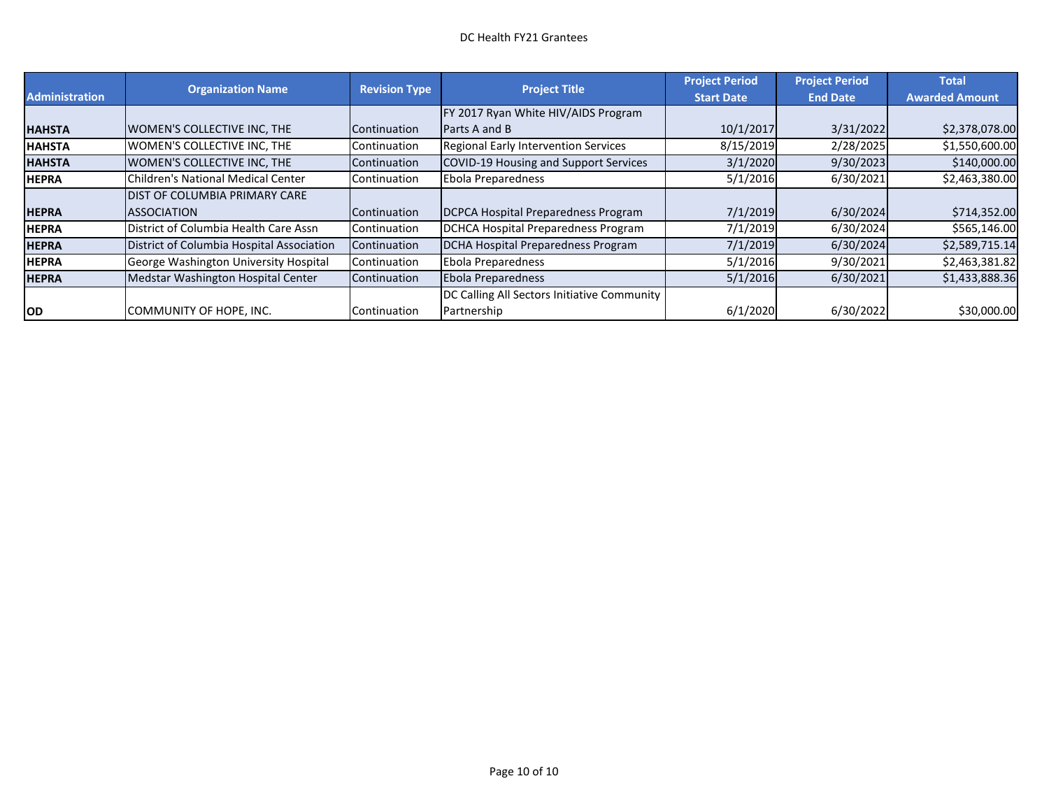| Administration | Organization Name | Revision Type | Project Title | Project Period Start Date | Project Period End Date | Total Awarded Amount |
|---|---|---|---|---|---|---|
| **HAHSTA** | WOMEN'S COLLECTIVE INC, THE | Continuation | FY 2017 Ryan White HIV/AIDS Program Parts A and B | 10/1/2017 | 3/31/2022 | $2,378,078.00 |
| **HAHSTA** | WOMEN'S COLLECTIVE INC, THE | Continuation | Regional Early Intervention Services | 8/15/2019 | 2/28/2025 | $1,550,600.00 |
| **HAHSTA** | WOMEN'S COLLECTIVE INC, THE | Continuation | COVID-19 Housing and Support Services | 3/1/2020 | 9/30/2023 | $140,000.00 |
| **HEPRA** | Children's National Medical Center | Continuation | Ebola Preparedness | 5/1/2016 | 6/30/2021 | $2,463,380.00 |
| **HEPRA** | DIST OF COLUMBIA PRIMARY CARE ASSOCIATION | Continuation | DCPCA Hospital Preparedness Program | 7/1/2019 | 6/30/2024 | $714,352.00 |
| **HEPRA** | District of Columbia Health Care Assn | Continuation | DCHCA Hospital Preparedness Program | 7/1/2019 | 6/30/2024 | $565,146.00 |
| **HEPRA** | District of Columbia Hospital Association | Continuation | DCHA Hospital Preparedness Program | 7/1/2019 | 6/30/2024 | $2,589,715.14 |
| **HEPRA** | George Washington University Hospital | Continuation | Ebola Preparedness | 5/1/2016 | 9/30/2021 | $2,463,381.82 |
| **HEPRA** | Medstar Washington Hospital Center | Continuation | Ebola Preparedness | 5/1/2016 | 6/30/2021 | $1,433,888.36 |
| **OD** | COMMUNITY OF HOPE, INC. | Continuation | DC Calling All Sectors Initiative Community Partnership | 6/1/2020 | 6/30/2022 | $30,000.00 |